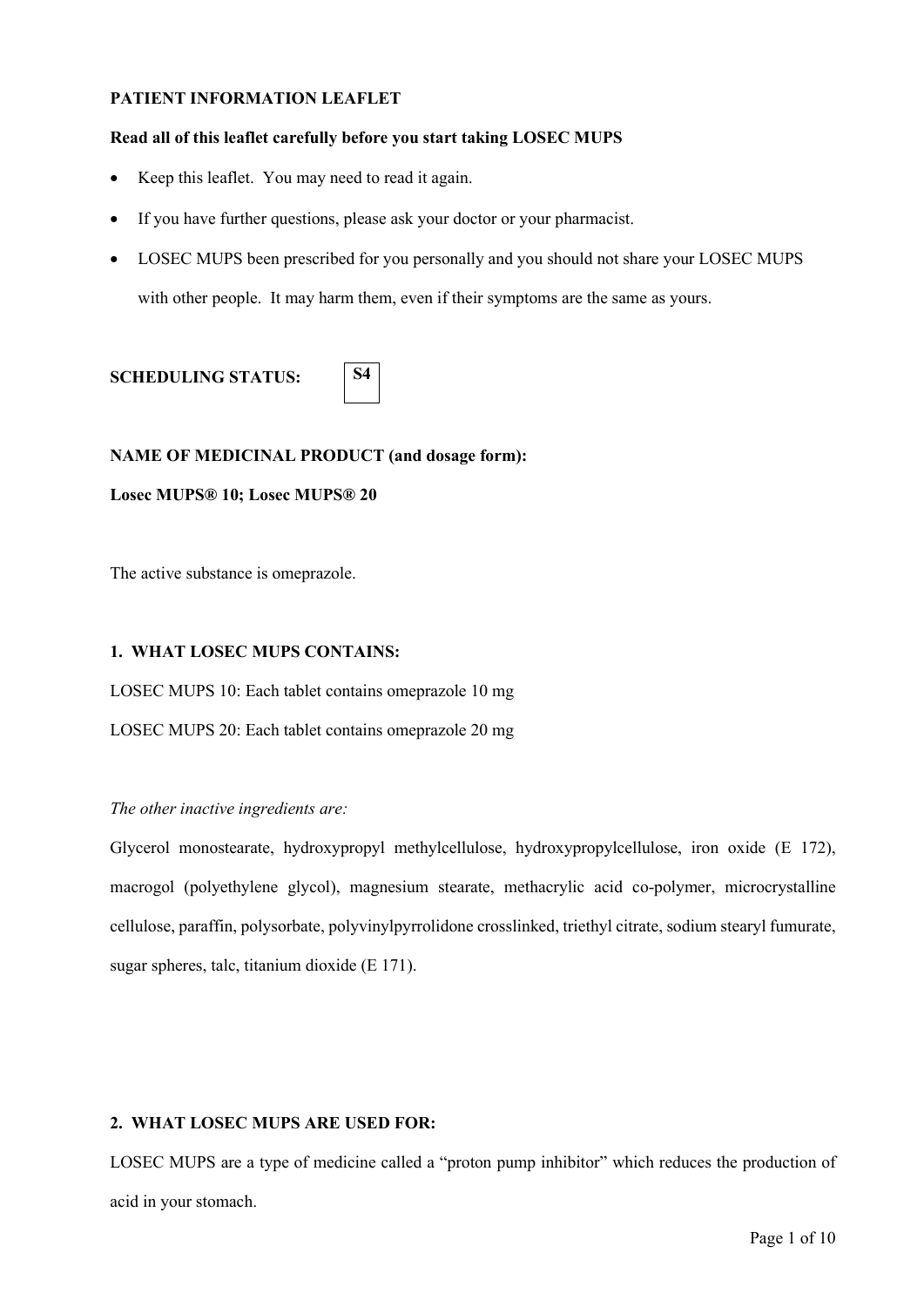**PATIENT INFORMATION LEAFLET**

**Read all of this leaflet carefully before you start taking LOSEC MUPS**

- Keep this leaflet. You may need to read it again.
- If you have further questions, please ask your doctor or your pharmacist.
- LOSEC MUPS been prescribed for you personally and you should not share your LOSEC MUPS with other people. It may harm them, even if their symptoms are the same as yours.

**SCHEDULING STATUS:** **S4**

**NAME OF MEDICINAL PRODUCT (and dosage form):**

**Losec MUPS® 10; Losec MUPS® 20**

The active substance is omeprazole.

**1. WHAT LOSEC MUPS CONTAINS:**

LOSEC MUPS 10: Each tablet contains omeprazole 10 mg

LOSEC MUPS 20: Each tablet contains omeprazole 20 mg

*The other inactive ingredients are:*

Glycerol monostearate, hydroxypropyl methylcellulose, hydroxypropylcellulose, iron oxide (E 172), macrogol (polyethylene glycol), magnesium stearate, methacrylic acid co-polymer, microcrystalline cellulose, paraffin, polysorbate, polyvinylpyrrolidone crosslinked, triethyl citrate, sodium stearyl fumurate, sugar spheres, talc, titanium dioxide (E 171).

**2. WHAT LOSEC MUPS ARE USED FOR:**

LOSEC MUPS are a type of medicine called a "proton pump inhibitor" which reduces the production of acid in your stomach.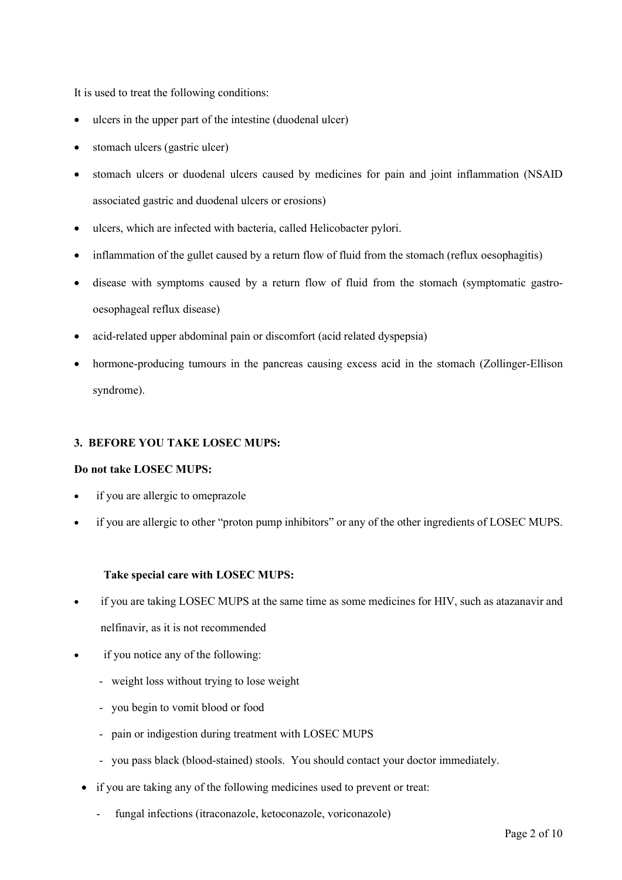It is used to treat the following conditions:

- ulcers in the upper part of the intestine (duodenal ulcer)
- stomach ulcers (gastric ulcer)
- stomach ulcers or duodenal ulcers caused by medicines for pain and joint inflammation (NSAID associated gastric and duodenal ulcers or erosions)
- ulcers, which are infected with bacteria, called Helicobacter pylori.
- inflammation of the gullet caused by a return flow of fluid from the stomach (reflux oesophagitis)
- disease with symptoms caused by a return flow of fluid from the stomach (symptomatic gastro-oesophageal reflux disease)
- acid-related upper abdominal pain or discomfort (acid related dyspepsia)
- hormone-producing tumours in the pancreas causing excess acid in the stomach (Zollinger-Ellison syndrome).

**3. BEFORE YOU TAKE LOSEC MUPS:**

**Do not take LOSEC MUPS:**

- if you are allergic to omeprazole
- if you are allergic to other "proton pump inhibitors" or any of the other ingredients of LOSEC MUPS.

**Take special care with LOSEC MUPS:**

- if you are taking LOSEC MUPS at the same time as some medicines for HIV, such as atazanavir and nelfinavir, as it is not recommended
- if you notice any of the following:
  - weight loss without trying to lose weight
  - you begin to vomit blood or food
  - pain or indigestion during treatment with LOSEC MUPS
  - you pass black (blood-stained) stools. You should contact your doctor immediately.
- if you are taking any of the following medicines used to prevent or treat:
  - fungal infections (itraconazole, ketoconazole, voriconazole)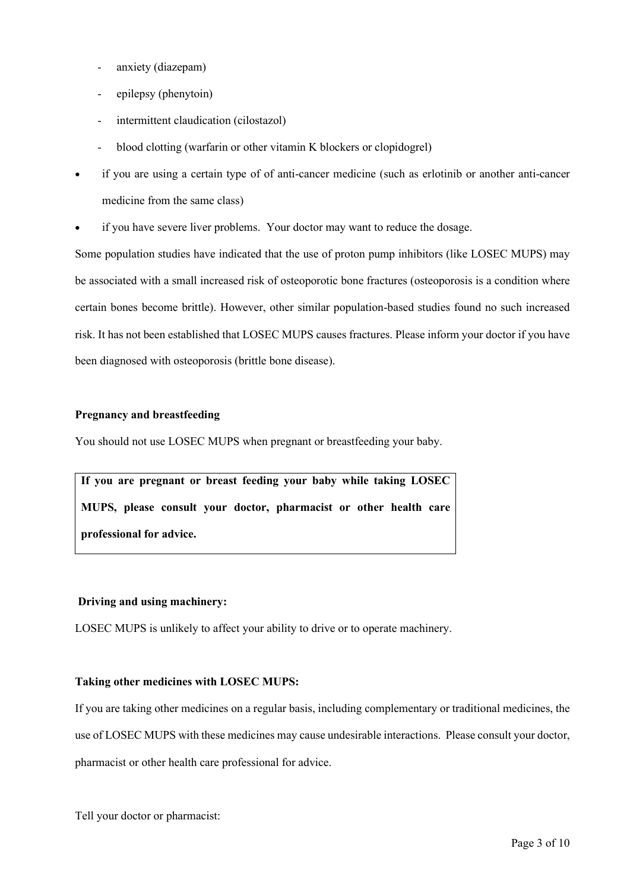- anxiety (diazepam)
- epilepsy (phenytoin)
- intermittent claudication (cilostazol)
- blood clotting (warfarin or other vitamin K blockers or clopidogrel)

- if you are using a certain type of of anti-cancer medicine (such as erlotinib or another anti-cancer medicine from the same class)
- if you have severe liver problems. Your doctor may want to reduce the dosage.

Some population studies have indicated that the use of proton pump inhibitors (like LOSEC MUPS) may be associated with a small increased risk of osteoporotic bone fractures (osteoporosis is a condition where certain bones become brittle). However, other similar population-based studies found no such increased risk. It has not been established that LOSEC MUPS causes fractures. Please inform your doctor if you have been diagnosed with osteoporosis (brittle bone disease).

**Pregnancy and breastfeeding**

You should not use LOSEC MUPS when pregnant or breastfeeding your baby.

| **If you are pregnant or breast feeding your baby while taking LOSEC MUPS, please consult your doctor, pharmacist or other health care professional for advice.** |
|---|

**Driving and using machinery:**

LOSEC MUPS is unlikely to affect your ability to drive or to operate machinery.

**Taking other medicines with LOSEC MUPS:**

If you are taking other medicines on a regular basis, including complementary or traditional medicines, the use of LOSEC MUPS with these medicines may cause undesirable interactions. Please consult your doctor, pharmacist or other health care professional for advice.

Tell your doctor or pharmacist: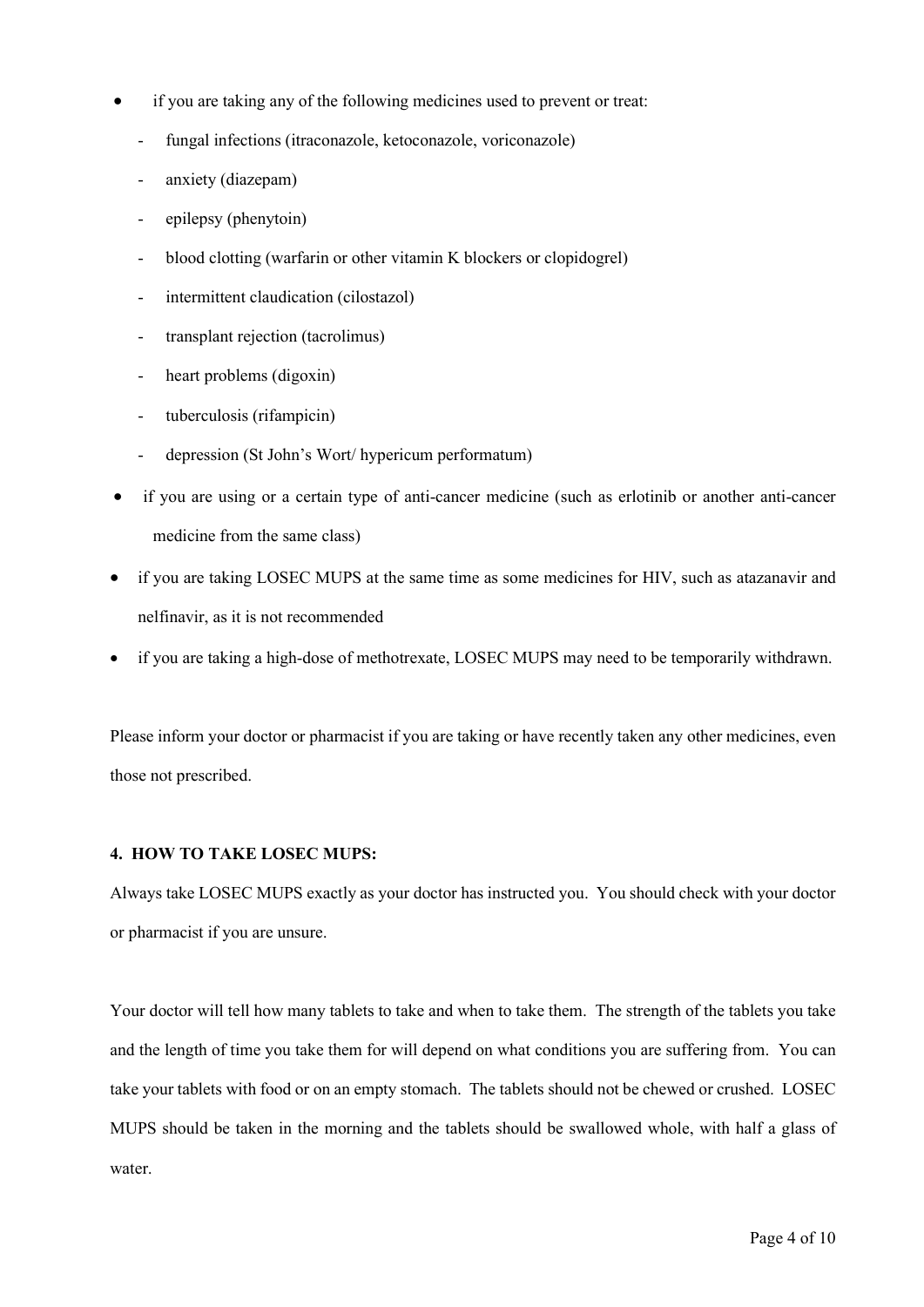- if you are taking any of the following medicines used to prevent or treat:
  - fungal infections (itraconazole, ketoconazole, voriconazole)
  - anxiety (diazepam)
  - epilepsy (phenytoin)
  - blood clotting (warfarin or other vitamin K blockers or clopidogrel)
  - intermittent claudication (cilostazol)
  - transplant rejection (tacrolimus)
  - heart problems (digoxin)
  - tuberculosis (rifampicin)
  - depression (St John's Wort/ hypericum performatum)
- if you are using or a certain type of anti-cancer medicine (such as erlotinib or another anti-cancer medicine from the same class)
- if you are taking LOSEC MUPS at the same time as some medicines for HIV, such as atazanavir and nelfinavir, as it is not recommended
- if you are taking a high-dose of methotrexate, LOSEC MUPS may need to be temporarily withdrawn.

Please inform your doctor or pharmacist if you are taking or have recently taken any other medicines, even those not prescribed.

**4. HOW TO TAKE LOSEC MUPS:**

Always take LOSEC MUPS exactly as your doctor has instructed you. You should check with your doctor or pharmacist if you are unsure.

Your doctor will tell how many tablets to take and when to take them. The strength of the tablets you take and the length of time you take them for will depend on what conditions you are suffering from. You can take your tablets with food or on an empty stomach. The tablets should not be chewed or crushed. LOSEC MUPS should be taken in the morning and the tablets should be swallowed whole, with half a glass of water.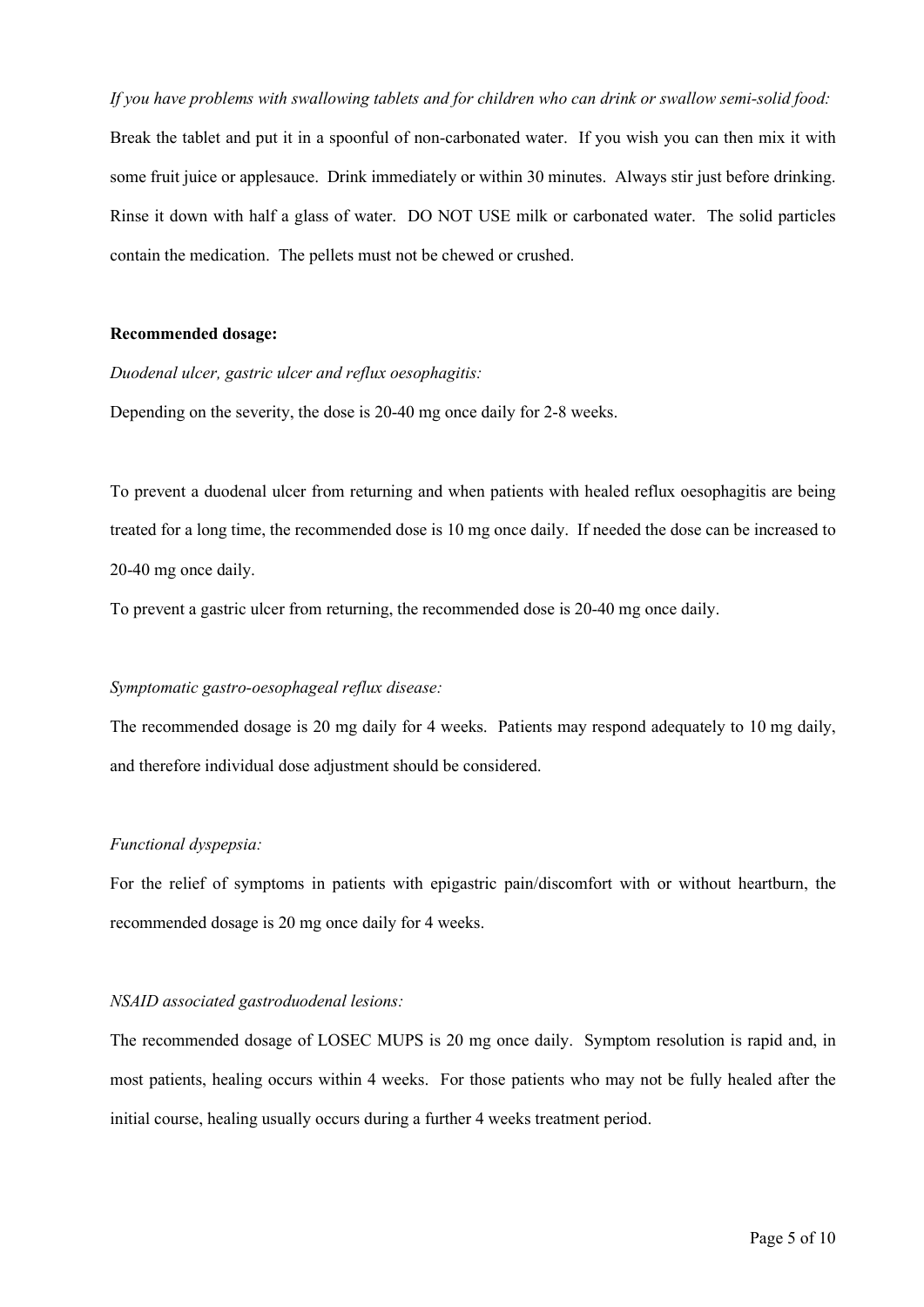*If you have problems with swallowing tablets and for children who can drink or swallow semi-solid food:*

Break the tablet and put it in a spoonful of non-carbonated water. If you wish you can then mix it with some fruit juice or applesauce. Drink immediately or within 30 minutes. Always stir just before drinking. Rinse it down with half a glass of water. DO NOT USE milk or carbonated water. The solid particles contain the medication. The pellets must not be chewed or crushed.

**Recommended dosage:**

*Duodenal ulcer, gastric ulcer and reflux oesophagitis:*

Depending on the severity, the dose is 20-40 mg once daily for 2-8 weeks.

To prevent a duodenal ulcer from returning and when patients with healed reflux oesophagitis are being treated for a long time, the recommended dose is 10 mg once daily. If needed the dose can be increased to 20-40 mg once daily.

To prevent a gastric ulcer from returning, the recommended dose is 20-40 mg once daily.

*Symptomatic gastro-oesophageal reflux disease:*

The recommended dosage is 20 mg daily for 4 weeks. Patients may respond adequately to 10 mg daily, and therefore individual dose adjustment should be considered.

*Functional dyspepsia:*

For the relief of symptoms in patients with epigastric pain/discomfort with or without heartburn, the recommended dosage is 20 mg once daily for 4 weeks.

*NSAID associated gastroduodenal lesions:*

The recommended dosage of LOSEC MUPS is 20 mg once daily. Symptom resolution is rapid and, in most patients, healing occurs within 4 weeks. For those patients who may not be fully healed after the initial course, healing usually occurs during a further 4 weeks treatment period.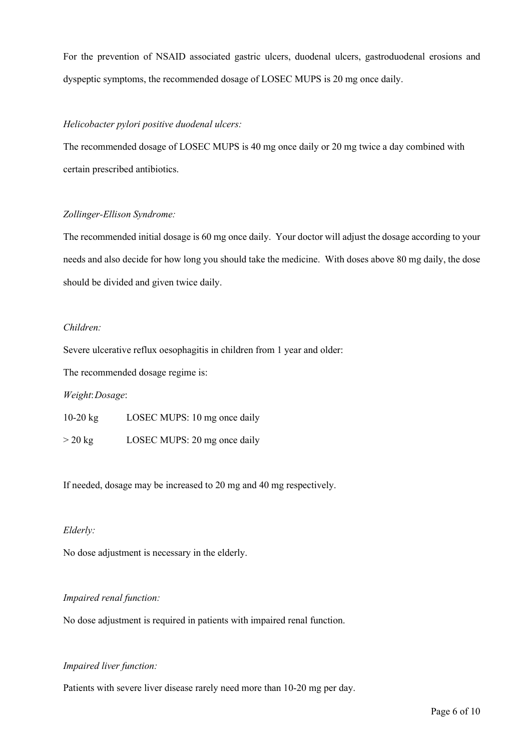For the prevention of NSAID associated gastric ulcers, duodenal ulcers, gastroduodenal erosions and dyspeptic symptoms, the recommended dosage of LOSEC MUPS is 20 mg once daily.

*Helicobacter pylori positive duodenal ulcers:*

The recommended dosage of LOSEC MUPS is 40 mg once daily or 20 mg twice a day combined with certain prescribed antibiotics.

*Zollinger-Ellison Syndrome:*

The recommended initial dosage is 60 mg once daily. Your doctor will adjust the dosage according to your needs and also decide for how long you should take the medicine. With doses above 80 mg daily, the dose should be divided and given twice daily.

*Children:*

Severe ulcerative reflux oesophagitis in children from 1 year and older:

The recommended dosage regime is:

| *Weight*: | *Dosage*: |
| --- | --- |
| 10-20 kg | LOSEC MUPS: 10 mg once daily |
| > 20 kg | LOSEC MUPS: 20 mg once daily |

If needed, dosage may be increased to 20 mg and 40 mg respectively.

*Elderly:*

No dose adjustment is necessary in the elderly.

*Impaired renal function:*

No dose adjustment is required in patients with impaired renal function.

*Impaired liver function:*

Patients with severe liver disease rarely need more than 10-20 mg per day.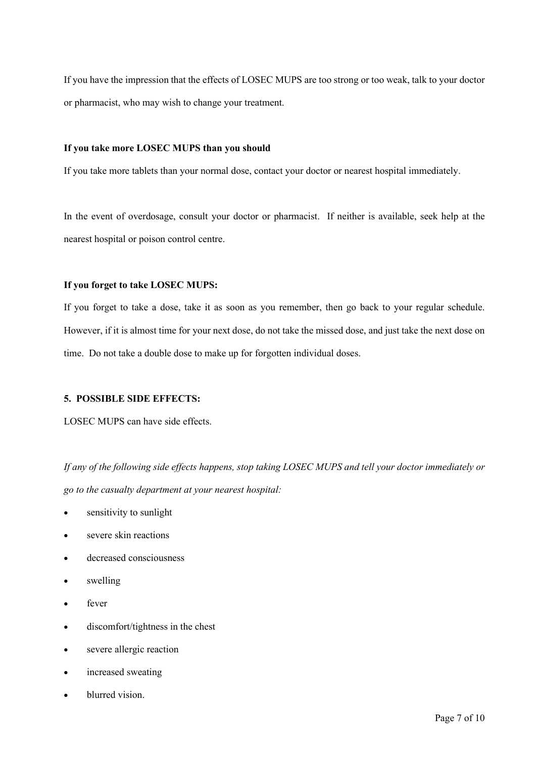If you have the impression that the effects of LOSEC MUPS are too strong or too weak, talk to your doctor or pharmacist, who may wish to change your treatment.

**If you take more LOSEC MUPS than you should**

If you take more tablets than your normal dose, contact your doctor or nearest hospital immediately.

In the event of overdosage, consult your doctor or pharmacist. If neither is available, seek help at the nearest hospital or poison control centre.

**If you forget to take LOSEC MUPS:**

If you forget to take a dose, take it as soon as you remember, then go back to your regular schedule. However, if it is almost time for your next dose, do not take the missed dose, and just take the next dose on time. Do not take a double dose to make up for forgotten individual doses.

## 5. POSSIBLE SIDE EFFECTS:

LOSEC MUPS can have side effects.

*If any of the following side effects happens, stop taking LOSEC MUPS and tell your doctor immediately or go to the casualty department at your nearest hospital:*

- sensitivity to sunlight
- severe skin reactions
- decreased consciousness
- swelling
- fever
- discomfort/tightness in the chest
- severe allergic reaction
- increased sweating
- blurred vision.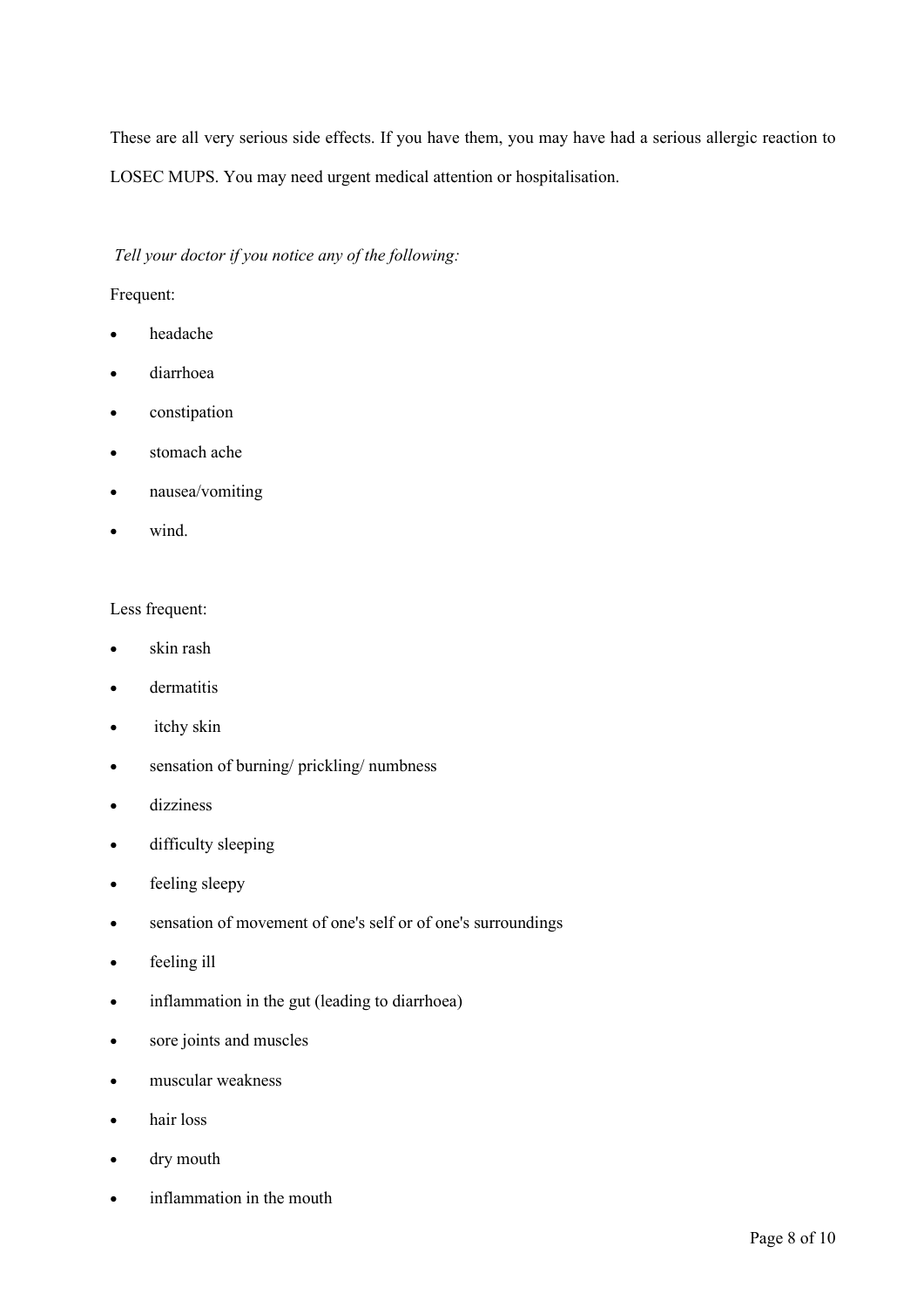These are all very serious side effects. If you have them, you may have had a serious allergic reaction to LOSEC MUPS. You may need urgent medical attention or hospitalisation.

*Tell your doctor if you notice any of the following:*

Frequent:

- headache
- diarrhoea
- constipation
- stomach ache
- nausea/vomiting
- wind.

Less frequent:

- skin rash
- dermatitis
- itchy skin
- sensation of burning/ prickling/ numbness
- dizziness
- difficulty sleeping
- feeling sleepy
- sensation of movement of one's self or of one's surroundings
- feeling ill
- inflammation in the gut (leading to diarrhoea)
- sore joints and muscles
- muscular weakness
- hair loss
- dry mouth
- inflammation in the mouth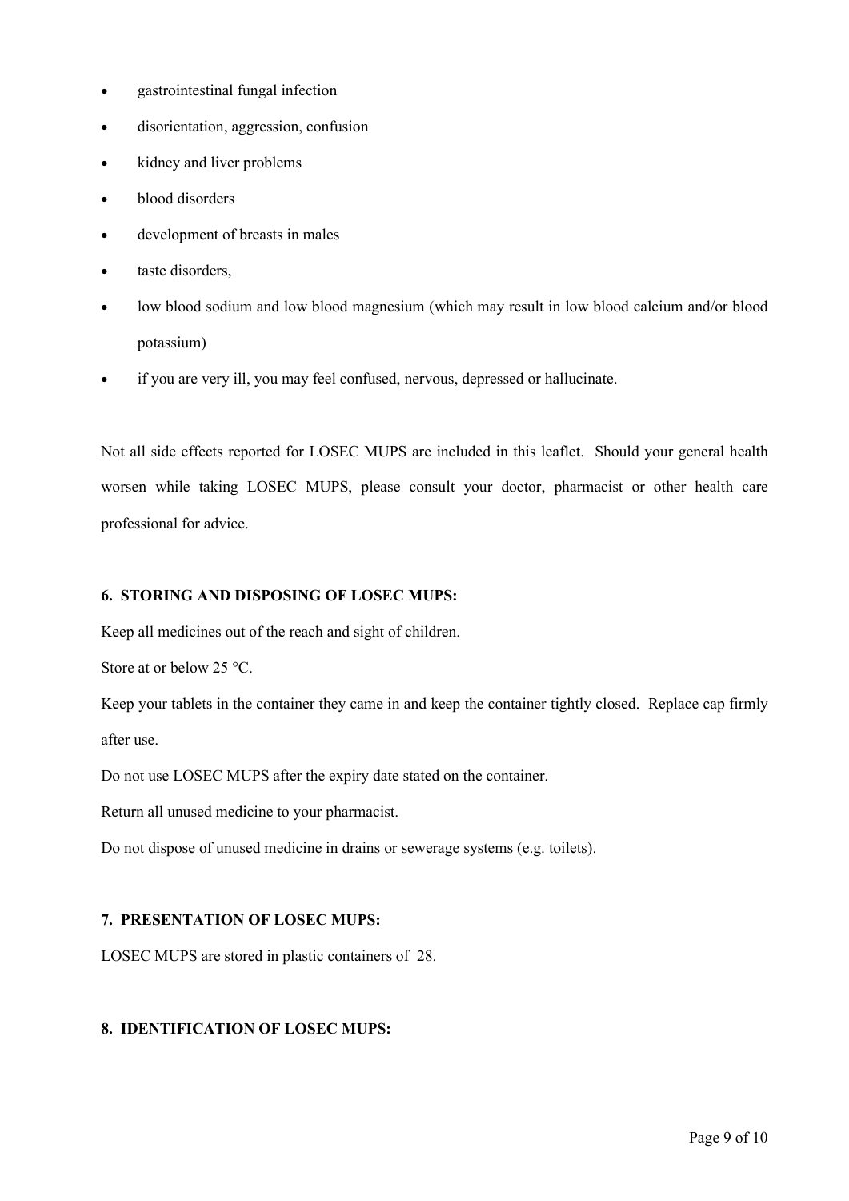- gastrointestinal fungal infection
- disorientation, aggression, confusion
- kidney and liver problems
- blood disorders
- development of breasts in males
- taste disorders,
- low blood sodium and low blood magnesium (which may result in low blood calcium and/or blood potassium)
- if you are very ill, you may feel confused, nervous, depressed or hallucinate.

Not all side effects reported for LOSEC MUPS are included in this leaflet. Should your general health worsen while taking LOSEC MUPS, please consult your doctor, pharmacist or other health care professional for advice.

**6. STORING AND DISPOSING OF LOSEC MUPS:**

Keep all medicines out of the reach and sight of children.

Store at or below 25 °C.

Keep your tablets in the container they came in and keep the container tightly closed. Replace cap firmly after use.

Do not use LOSEC MUPS after the expiry date stated on the container.

Return all unused medicine to your pharmacist.

Do not dispose of unused medicine in drains or sewerage systems (e.g. toilets).

**7. PRESENTATION OF LOSEC MUPS:**

LOSEC MUPS are stored in plastic containers of 28.

**8. IDENTIFICATION OF LOSEC MUPS:**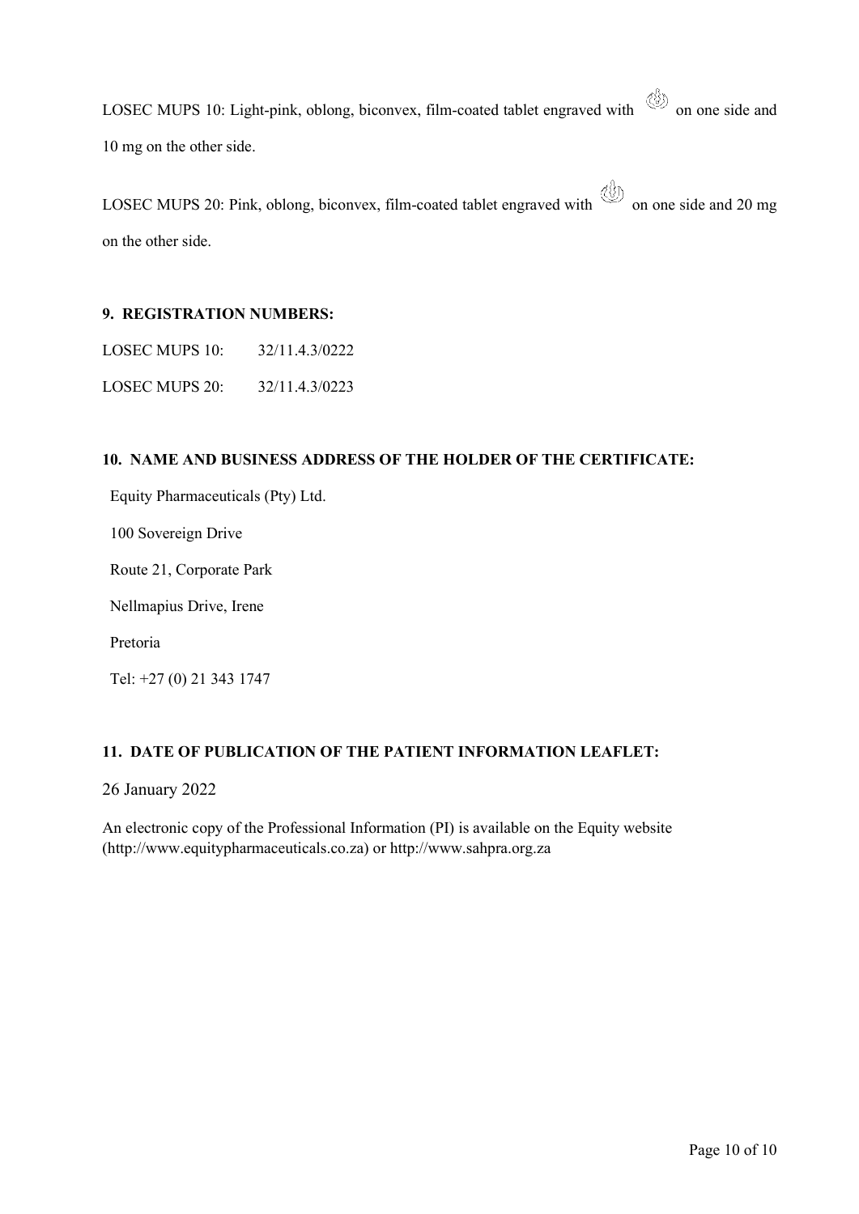LOSEC MUPS 10: Light-pink, oblong, biconvex, film-coated tablet engraved with on one side and 10 mg on the other side.

LOSEC MUPS 20: Pink, oblong, biconvex, film-coated tablet engraved with on one side and 20 mg on the other side.

**9. REGISTRATION NUMBERS:**

LOSEC MUPS 10: 32/11.4.3/0222

LOSEC MUPS 20: 32/11.4.3/0223

**10. NAME AND BUSINESS ADDRESS OF THE HOLDER OF THE CERTIFICATE:**

Equity Pharmaceuticals (Pty) Ltd.

100 Sovereign Drive

Route 21, Corporate Park

Nellmapius Drive, Irene

Pretoria

Tel: +27 (0) 21 343 1747

**11. DATE OF PUBLICATION OF THE PATIENT INFORMATION LEAFLET:**

26 January 2022

An electronic copy of the Professional Information (PI) is available on the Equity website (http://www.equitypharmaceuticals.co.za) or http://www.sahpra.org.za